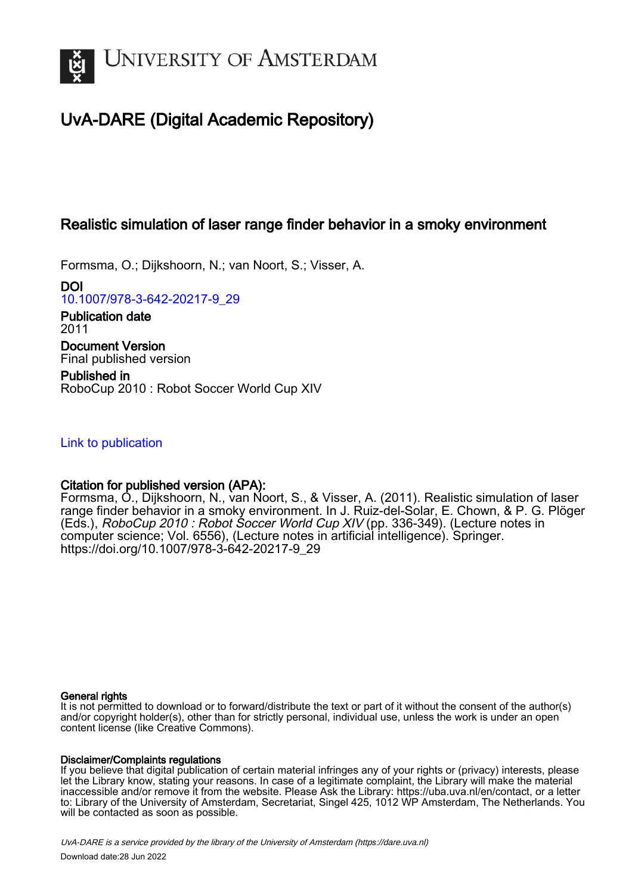# UNIVERSITY OF AMSTERDAM

## UvA-DARE (Digital Academic Repository)

### Realistic simulation of laser range finder behavior in a smoky environment

Formsma, O.; Dijkshoorn, N.; van Noort, S.; Visser, A.

**DOI**
10.1007/978-3-642-20217-9_29

**Publication date**
2011

**Document Version**
Final published version

**Published in**
RoboCup 2010 : Robot Soccer World Cup XIV

Link to publication

**Citation for published version (APA):**
Formsma, O., Dijkshoorn, N., van Noort, S., & Visser, A. (2011). Realistic simulation of laser range finder behavior in a smoky environment. In J. Ruiz-del-Solar, E. Chown, & P. G. Plöger (Eds.), *RoboCup 2010 : Robot Soccer World Cup XIV* (pp. 336-349). (Lecture notes in computer science; Vol. 6556), (Lecture notes in artificial intelligence). Springer. https://doi.org/10.1007/978-3-642-20217-9_29

**General rights**
It is not permitted to download or to forward/distribute the text or part of it without the consent of the author(s) and/or copyright holder(s), other than for strictly personal, individual use, unless the work is under an open content license (like Creative Commons).

**Disclaimer/Complaints regulations**
If you believe that digital publication of certain material infringes any of your rights or (privacy) interests, please let the Library know, stating your reasons. In case of a legitimate complaint, the Library will make the material inaccessible and/or remove it from the website. Please Ask the Library: https://uba.uva.nl/en/contact, or a letter to: Library of the University of Amsterdam, Secretariat, Singel 425, 1012 WP Amsterdam, The Netherlands. You will be contacted as soon as possible.

UvA-DARE is a service provided by the library of the University of Amsterdam (https://dare.uva.nl)

Download date:28 Jun 2022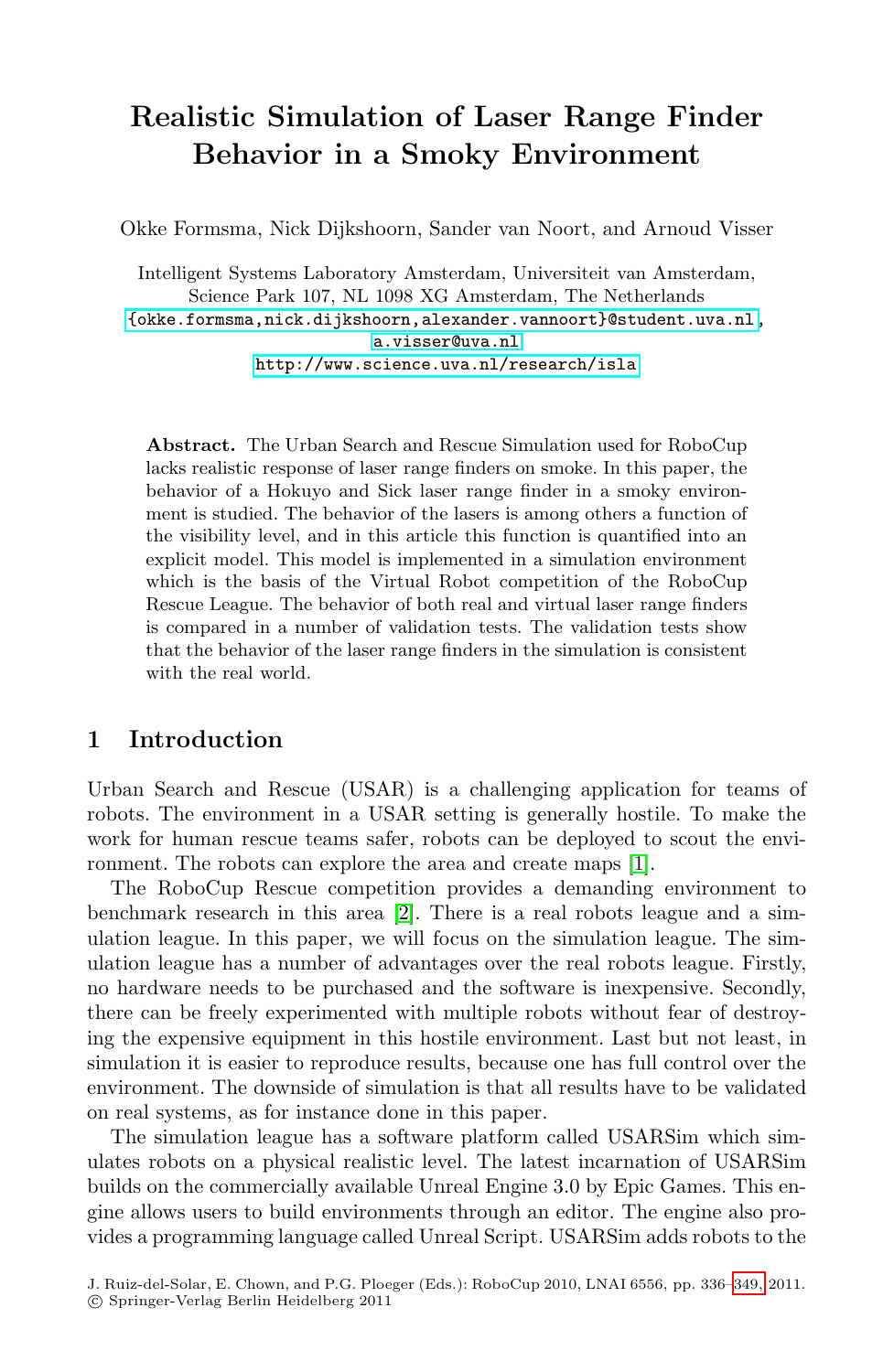# Realistic Simulation of Laser Range Finder Behavior in a Smoky Environment

Okke Formsma, Nick Dijkshoorn, Sander van Noort, and Arnoud Visser

Intelligent Systems Laboratory Amsterdam, Universiteit van Amsterdam, Science Park 107, NL 1098 XG Amsterdam, The Netherlands
{okke.formsma,nick.dijkshoorn,alexander.vannoort}@student.uva.nl, a.visser@uva.nl
http://www.science.uva.nl/research/isla

**Abstract.** The Urban Search and Rescue Simulation used for RoboCup lacks realistic response of laser range finders on smoke. In this paper, the behavior of a Hokuyo and Sick laser range finder in a smoky environment is studied. The behavior of the lasers is among others a function of the visibility level, and in this article this function is quantified into an explicit model. This model is implemented in a simulation environment which is the basis of the Virtual Robot competition of the RoboCup Rescue League. The behavior of both real and virtual laser range finders is compared in a number of validation tests. The validation tests show that the behavior of the laser range finders in the simulation is consistent with the real world.

## 1 Introduction

Urban Search and Rescue (USAR) is a challenging application for teams of robots. The environment in a USAR setting is generally hostile. To make the work for human rescue teams safer, robots can be deployed to scout the environment. The robots can explore the area and create maps [1].

The RoboCup Rescue competition provides a demanding environment to benchmark research in this area [2]. There is a real robots league and a simulation league. In this paper, we will focus on the simulation league. The simulation league has a number of advantages over the real robots league. Firstly, no hardware needs to be purchased and the software is inexpensive. Secondly, there can be freely experimented with multiple robots without fear of destroying the expensive equipment in this hostile environment. Last but not least, in simulation it is easier to reproduce results, because one has full control over the environment. The downside of simulation is that all results have to be validated on real systems, as for instance done in this paper.

The simulation league has a software platform called USARSim which simulates robots on a physical realistic level. The latest incarnation of USARSim builds on the commercially available Unreal Engine 3.0 by Epic Games. This engine allows users to build environments through an editor. The engine also provides a programming language called Unreal Script. USARSim adds robots to the

J. Ruiz-del-Solar, E. Chown, and P.G. Ploeger (Eds.): RoboCup 2010, LNAI 6556, pp. 336–349, 2011.
© Springer-Verlag Berlin Heidelberg 2011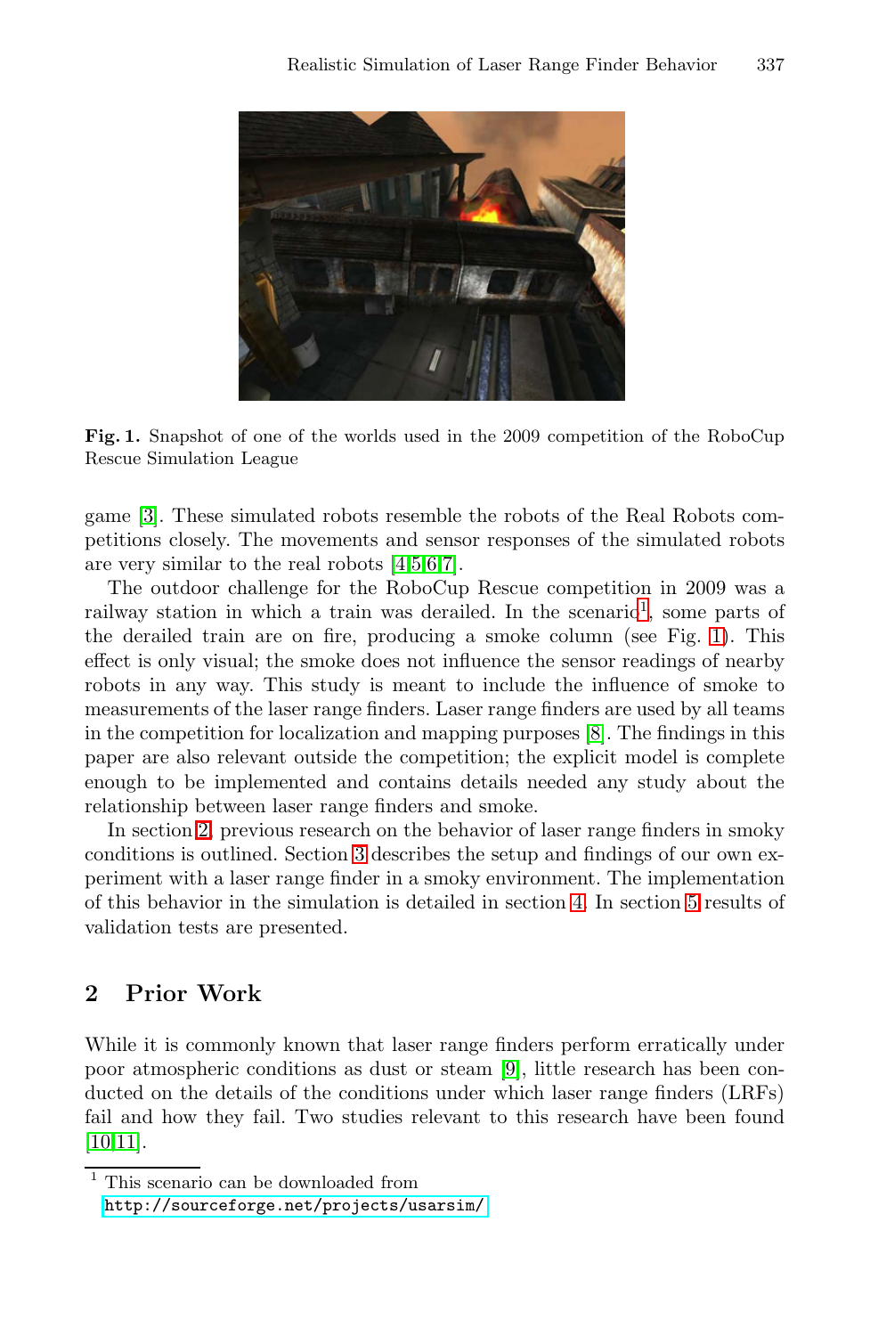**Fig. 1.** Snapshot of one of the worlds used in the 2009 competition of the RoboCup Rescue Simulation League

game [3]. These simulated robots resemble the robots of the Real Robots competitions closely. The movements and sensor responses of the simulated robots are very similar to the real robots [4,5,6,7].

The outdoor challenge for the RoboCup Rescue competition in 2009 was a railway station in which a train was derailed. In the scenario[1], some parts of the derailed train are on fire, producing a smoke column (see Fig. 1). This effect is only visual; the smoke does not influence the sensor readings of nearby robots in any way. This study is meant to include the influence of smoke to measurements of the laser range finders. Laser range finders are used by all teams in the competition for localization and mapping purposes [8]. The findings in this paper are also relevant outside the competition; the explicit model is complete enough to be implemented and contains details needed any study about the relationship between laser range finders and smoke.

In section 2, previous research on the behavior of laser range finders in smoky conditions is outlined. Section 3 describes the setup and findings of our own experiment with a laser range finder in a smoky environment. The implementation of this behavior in the simulation is detailed in section 4. In section 5 results of validation tests are presented.

## 2 Prior Work

While it is commonly known that laser range finders perform erratically under poor atmospheric conditions as dust or steam [9], little research has been conducted on the details of the conditions under which laser range finders (LRFs) fail and how they fail. Two studies relevant to this research have been found [10,11].

[1] This scenario can be downloaded from http://sourceforge.net/projects/usarsim/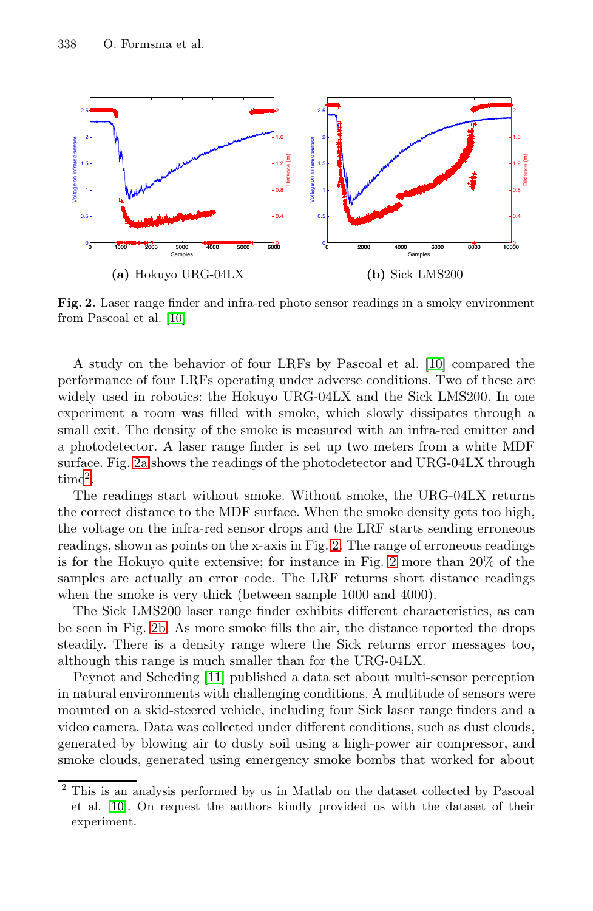(a) Hokuyo URG-04LX

(b) Sick LMS200

**Fig. 2.** Laser range finder and infra-red photo sensor readings in a smoky environment from Pascoal et al. [10]

A study on the behavior of four LRFs by Pascoal et al. [10] compared the performance of four LRFs operating under adverse conditions. Two of these are widely used in robotics: the Hokuyo URG-04LX and the Sick LMS200. In one experiment a room was filled with smoke, which slowly dissipates through a small exit. The density of the smoke is measured with an infra-red emitter and a photodetector. A laser range finder is set up two meters from a white MDF surface. Fig. 2a shows the readings of the photodetector and URG-04LX through time[2].

The readings start without smoke. Without smoke, the URG-04LX returns the correct distance to the MDF surface. When the smoke density gets too high, the voltage on the infra-red sensor drops and the LRF starts sending erroneous readings, shown as points on the x-axis in Fig. 2. The range of erroneous readings is for the Hokuyo quite extensive; for instance in Fig. 2 more than 20% of the samples are actually an error code. The LRF returns short distance readings when the smoke is very thick (between sample 1000 and 4000).

The Sick LMS200 laser range finder exhibits different characteristics, as can be seen in Fig. 2b. As more smoke fills the air, the distance reported the drops steadily. There is a density range where the Sick returns error messages too, although this range is much smaller than for the URG-04LX.

Peynot and Scheding [11] published a data set about multi-sensor perception in natural environments with challenging conditions. A multitude of sensors were mounted on a skid-steered vehicle, including four Sick laser range finders and a video camera. Data was collected under different conditions, such as dust clouds, generated by blowing air to dusty soil using a high-power air compressor, and smoke clouds, generated using emergency smoke bombs that worked for about

[2] This is an analysis performed by us in Matlab on the dataset collected by Pascoal et al. [10]. On request the authors kindly provided us with the dataset of their experiment.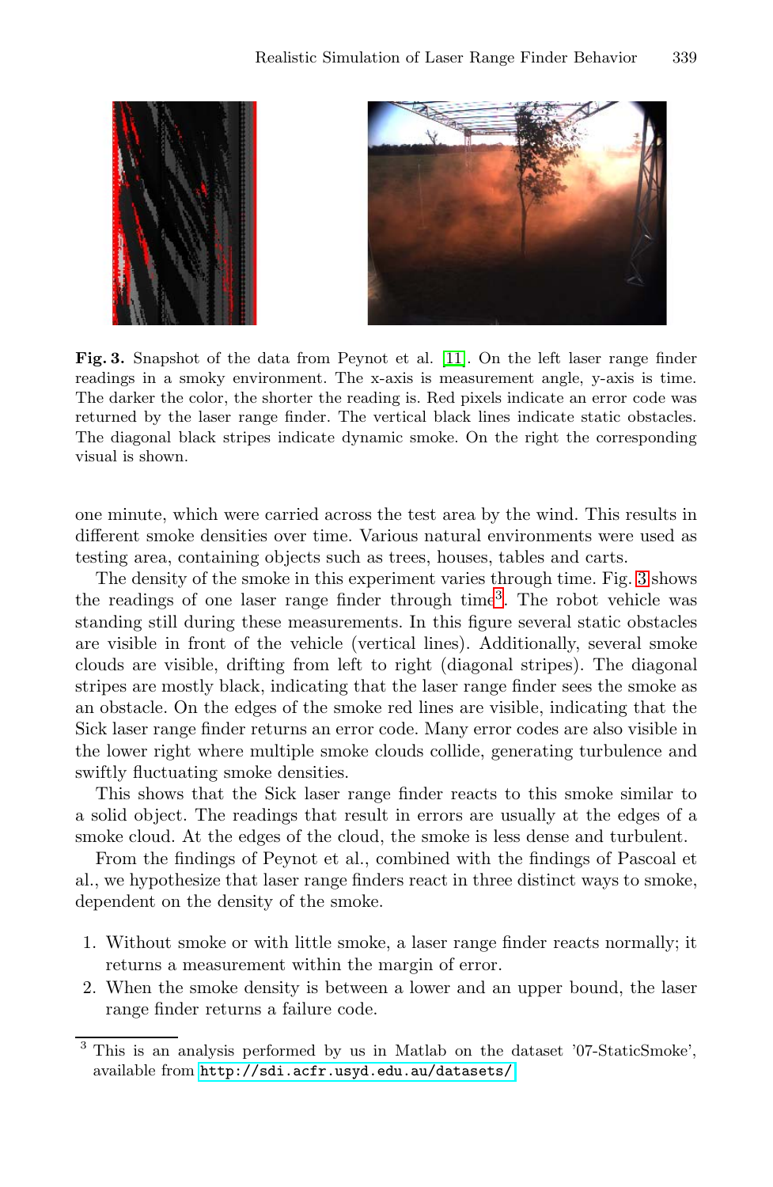**Fig. 3.** Snapshot of the data from Peynot et al. [11]. On the left laser range finder readings in a smoky environment. The x-axis is measurement angle, y-axis is time. The darker the color, the shorter the reading is. Red pixels indicate an error code was returned by the laser range finder. The vertical black lines indicate static obstacles. The diagonal black stripes indicate dynamic smoke. On the right the corresponding visual is shown.

one minute, which were carried across the test area by the wind. This results in different smoke densities over time. Various natural environments were used as testing area, containing objects such as trees, houses, tables and carts.

The density of the smoke in this experiment varies through time. Fig. 3 shows the readings of one laser range finder through time[3]. The robot vehicle was standing still during these measurements. In this figure several static obstacles are visible in front of the vehicle (vertical lines). Additionally, several smoke clouds are visible, drifting from left to right (diagonal stripes). The diagonal stripes are mostly black, indicating that the laser range finder sees the smoke as an obstacle. On the edges of the smoke red lines are visible, indicating that the Sick laser range finder returns an error code. Many error codes are also visible in the lower right where multiple smoke clouds collide, generating turbulence and swiftly fluctuating smoke densities.

This shows that the Sick laser range finder reacts to this smoke similar to a solid object. The readings that result in errors are usually at the edges of a smoke cloud. At the edges of the cloud, the smoke is less dense and turbulent.

From the findings of Peynot et al., combined with the findings of Pascoal et al., we hypothesize that laser range finders react in three distinct ways to smoke, dependent on the density of the smoke.

1. Without smoke or with little smoke, a laser range finder reacts normally; it returns a measurement within the margin of error.
2. When the smoke density is between a lower and an upper bound, the laser range finder returns a failure code.

[3] This is an analysis performed by us in Matlab on the dataset '07-StaticSmoke', available from http://sdi.acfr.usyd.edu.au/datasets/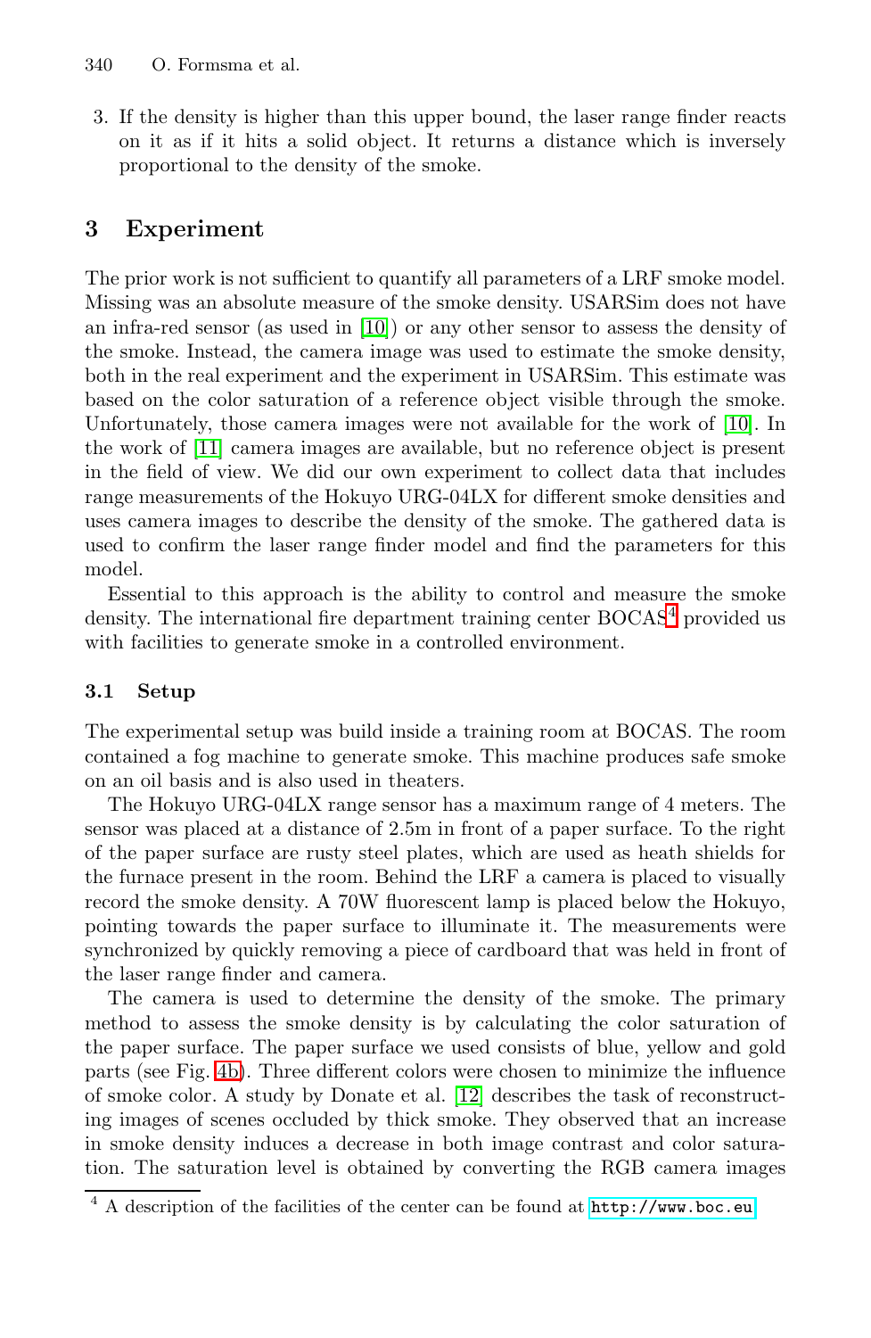3. If the density is higher than this upper bound, the laser range finder reacts on it as if it hits a solid object. It returns a distance which is inversely proportional to the density of the smoke.

## 3 Experiment

The prior work is not sufficient to quantify all parameters of a LRF smoke model. Missing was an absolute measure of the smoke density. USARSim does not have an infra-red sensor (as used in [10]) or any other sensor to assess the density of the smoke. Instead, the camera image was used to estimate the smoke density, both in the real experiment and the experiment in USARSim. This estimate was based on the color saturation of a reference object visible through the smoke. Unfortunately, those camera images were not available for the work of [10]. In the work of [11] camera images are available, but no reference object is present in the field of view. We did our own experiment to collect data that includes range measurements of the Hokuyo URG-04LX for different smoke densities and uses camera images to describe the density of the smoke. The gathered data is used to confirm the laser range finder model and find the parameters for this model.

Essential to this approach is the ability to control and measure the smoke density. The international fire department training center BOCAS[4] provided us with facilities to generate smoke in a controlled environment.

### 3.1 Setup

The experimental setup was build inside a training room at BOCAS. The room contained a fog machine to generate smoke. This machine produces safe smoke on an oil basis and is also used in theaters.

The Hokuyo URG-04LX range sensor has a maximum range of 4 meters. The sensor was placed at a distance of 2.5m in front of a paper surface. To the right of the paper surface are rusty steel plates, which are used as heath shields for the furnace present in the room. Behind the LRF a camera is placed to visually record the smoke density. A 70W fluorescent lamp is placed below the Hokuyo, pointing towards the paper surface to illuminate it. The measurements were synchronized by quickly removing a piece of cardboard that was held in front of the laser range finder and camera.

The camera is used to determine the density of the smoke. The primary method to assess the smoke density is by calculating the color saturation of the paper surface. The paper surface we used consists of blue, yellow and gold parts (see Fig. 4b). Three different colors were chosen to minimize the influence of smoke color. A study by Donate et al. [12] describes the task of reconstructing images of scenes occluded by thick smoke. They observed that an increase in smoke density induces a decrease in both image contrast and color saturation. The saturation level is obtained by converting the RGB camera images

[4] A description of the facilities of the center can be found at http://www.boc.eu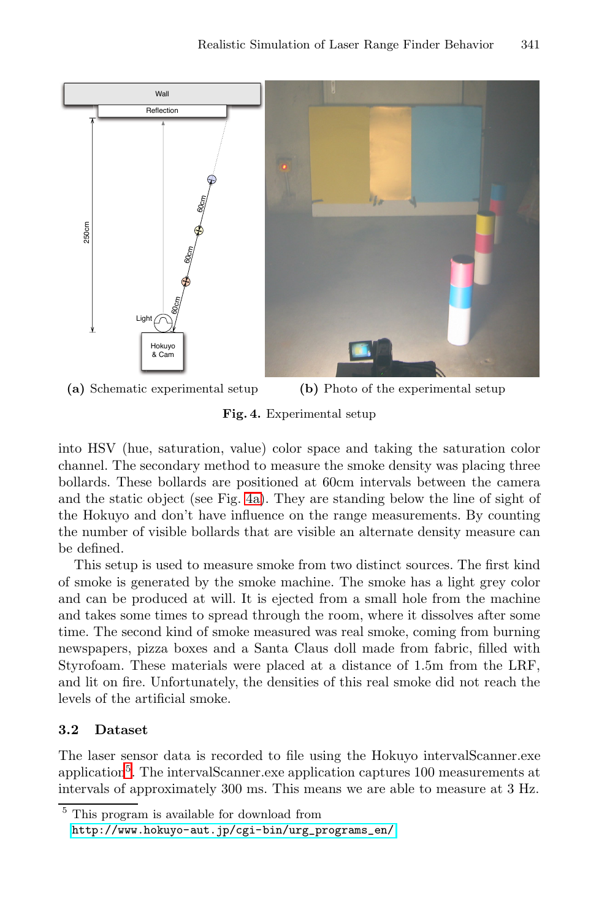(a) Schematic experimental setup (b) Photo of the experimental setup

**Fig. 4.** Experimental setup

into HSV (hue, saturation, value) color space and taking the saturation color channel. The secondary method to measure the smoke density was placing three bollards. These bollards are positioned at 60cm intervals between the camera and the static object (see Fig. 4a). They are standing below the line of sight of the Hokuyo and don't have influence on the range measurements. By counting the number of visible bollards that are visible an alternate density measure can be defined.

This setup is used to measure smoke from two distinct sources. The first kind of smoke is generated by the smoke machine. The smoke has a light grey color and can be produced at will. It is ejected from a small hole from the machine and takes some times to spread through the room, where it dissolves after some time. The second kind of smoke measured was real smoke, coming from burning newspapers, pizza boxes and a Santa Claus doll made from fabric, filled with Styrofoam. These materials were placed at a distance of 1.5m from the LRF, and lit on fire. Unfortunately, the densities of this real smoke did not reach the levels of the artificial smoke.

### 3.2 Dataset

The laser sensor data is recorded to file using the Hokuyo intervalScanner.exe application[5]. The intervalScanner.exe application captures 100 measurements at intervals of approximately 300 ms. This means we are able to measure at 3 Hz.

[5] This program is available for download from http://www.hokuyo-aut.jp/cgi-bin/urg_programs_en/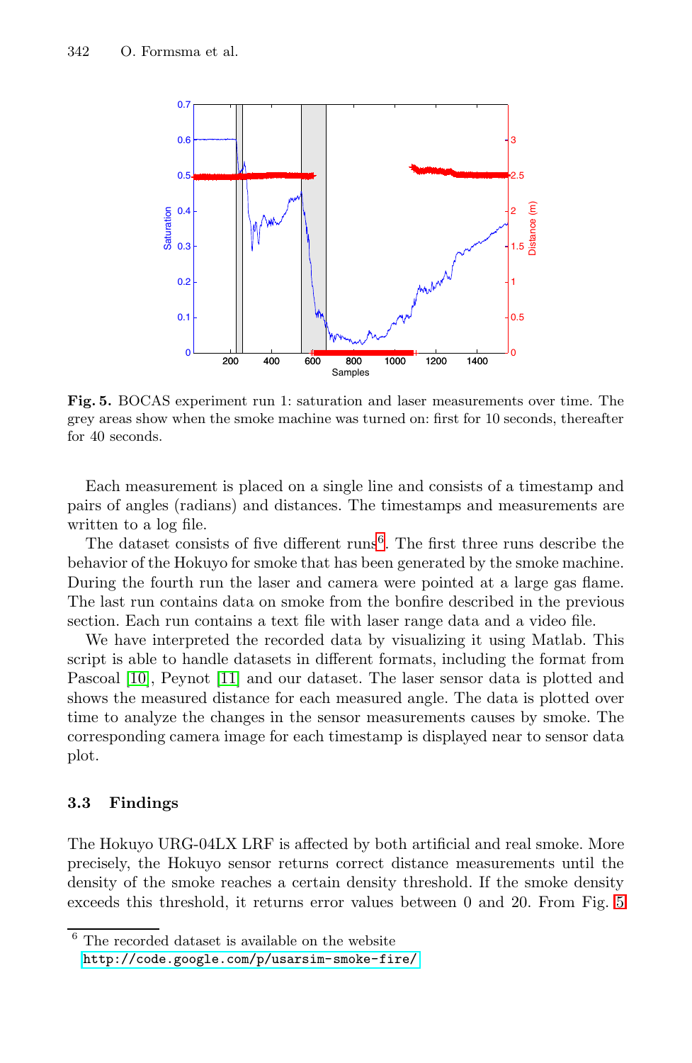**Fig. 5.** BOCAS experiment run 1: saturation and laser measurements over time. The grey areas show when the smoke machine was turned on: first for 10 seconds, thereafter for 40 seconds.

Each measurement is placed on a single line and consists of a timestamp and pairs of angles (radians) and distances. The timestamps and measurements are written to a log file.

The dataset consists of five different runs[6]. The first three runs describe the behavior of the Hokuyo for smoke that has been generated by the smoke machine. During the fourth run the laser and camera were pointed at a large gas flame. The last run contains data on smoke from the bonfire described in the previous section. Each run contains a text file with laser range data and a video file.

We have interpreted the recorded data by visualizing it using Matlab. This script is able to handle datasets in different formats, including the format from Pascoal [10], Peynot [11] and our dataset. The laser sensor data is plotted and shows the measured distance for each measured angle. The data is plotted over time to analyze the changes in the sensor measurements causes by smoke. The corresponding camera image for each timestamp is displayed near to sensor data plot.

### 3.3 Findings

The Hokuyo URG-04LX LRF is affected by both artificial and real smoke. More precisely, the Hokuyo sensor returns correct distance measurements until the density of the smoke reaches a certain density threshold. If the smoke density exceeds this threshold, it returns error values between 0 and 20. From Fig. 5

[6] The recorded dataset is available on the website http://code.google.com/p/usarsim-smoke-fire/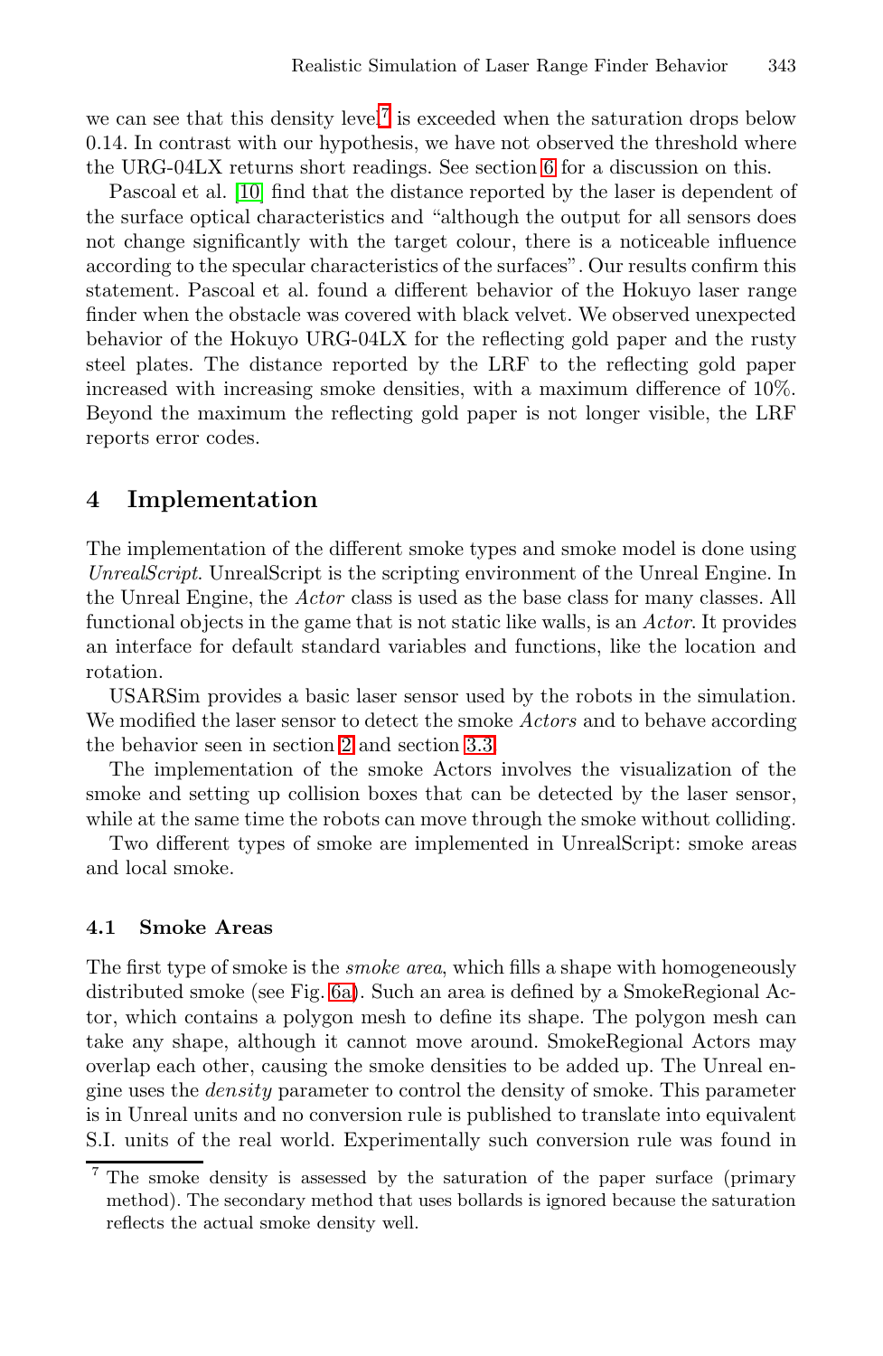we can see that this density level[7] is exceeded when the saturation drops below 0.14. In contrast with our hypothesis, we have not observed the threshold where the URG-04LX returns short readings. See section 6 for a discussion on this.

Pascoal et al. [10] find that the distance reported by the laser is dependent of the surface optical characteristics and "although the output for all sensors does not change significantly with the target colour, there is a noticeable influence according to the specular characteristics of the surfaces". Our results confirm this statement. Pascoal et al. found a different behavior of the Hokuyo laser range finder when the obstacle was covered with black velvet. We observed unexpected behavior of the Hokuyo URG-04LX for the reflecting gold paper and the rusty steel plates. The distance reported by the LRF to the reflecting gold paper increased with increasing smoke densities, with a maximum difference of 10%. Beyond the maximum the reflecting gold paper is not longer visible, the LRF reports error codes.

## 4 Implementation

The implementation of the different smoke types and smoke model is done using *UnrealScript*. UnrealScript is the scripting environment of the Unreal Engine. In the Unreal Engine, the *Actor* class is used as the base class for many classes. All functional objects in the game that is not static like walls, is an *Actor*. It provides an interface for default standard variables and functions, like the location and rotation.

USARSim provides a basic laser sensor used by the robots in the simulation. We modified the laser sensor to detect the smoke *Actors* and to behave according the behavior seen in section 2 and section 3.3.

The implementation of the smoke Actors involves the visualization of the smoke and setting up collision boxes that can be detected by the laser sensor, while at the same time the robots can move through the smoke without colliding.

Two different types of smoke are implemented in UnrealScript: smoke areas and local smoke.

### 4.1 Smoke Areas

The first type of smoke is the *smoke area*, which fills a shape with homogeneously distributed smoke (see Fig. 6a). Such an area is defined by a SmokeRegional Actor, which contains a polygon mesh to define its shape. The polygon mesh can take any shape, although it cannot move around. SmokeRegional Actors may overlap each other, causing the smoke densities to be added up. The Unreal engine uses the *density* parameter to control the density of smoke. This parameter is in Unreal units and no conversion rule is published to translate into equivalent S.I. units of the real world. Experimentally such conversion rule was found in

---

[7] The smoke density is assessed by the saturation of the paper surface (primary method). The secondary method that uses bollards is ignored because the saturation reflects the actual smoke density well.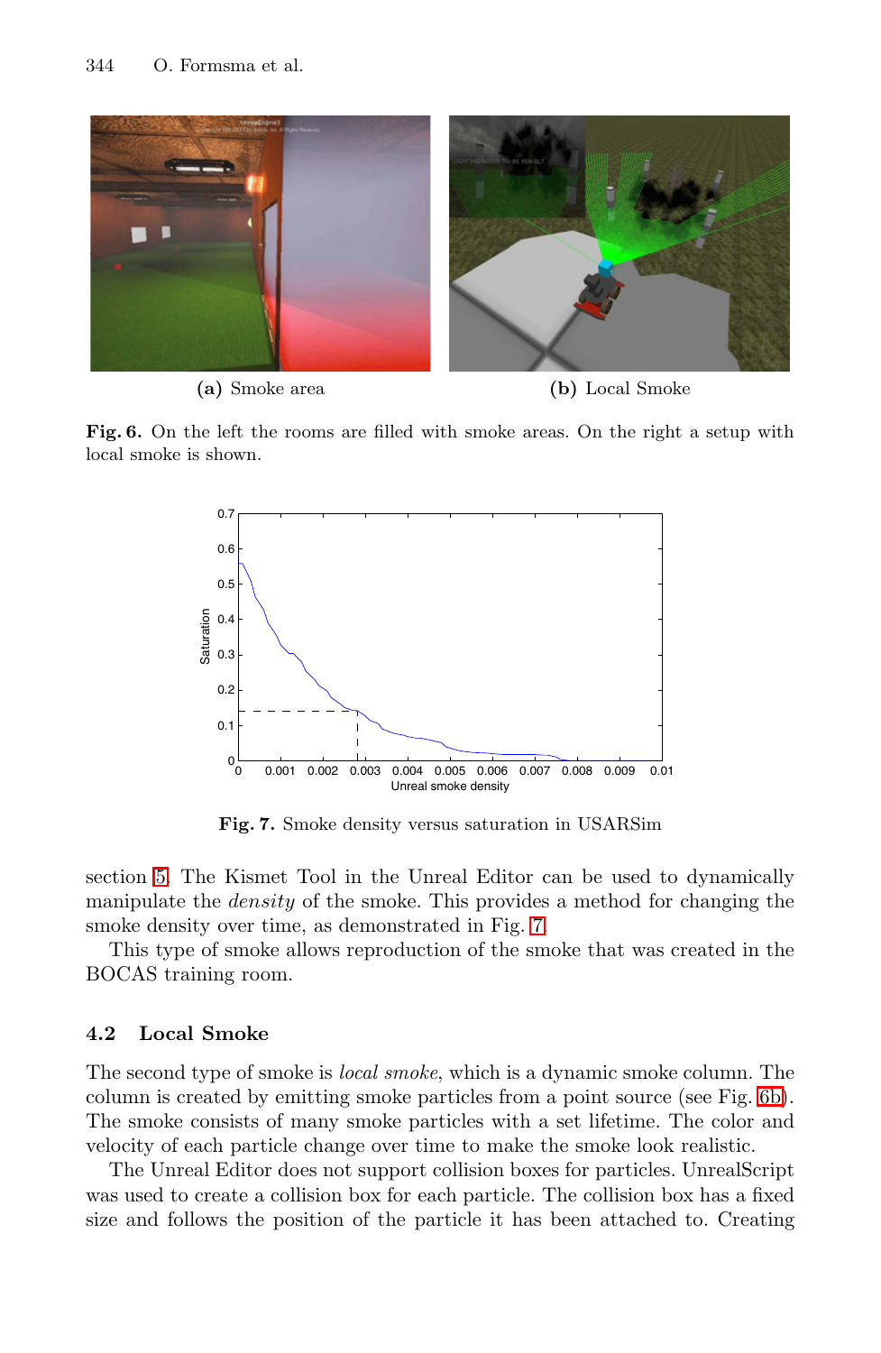(a) Smoke area

(b) Local Smoke

**Fig. 6.** On the left the rooms are filled with smoke areas. On the right a setup with local smoke is shown.

**Fig. 7.** Smoke density versus saturation in USARSim

section 5. The Kismet Tool in the Unreal Editor can be used to dynamically manipulate the *density* of the smoke. This provides a method for changing the smoke density over time, as demonstrated in Fig. 7.

This type of smoke allows reproduction of the smoke that was created in the BOCAS training room.

### 4.2 Local Smoke

The second type of smoke is *local smoke*, which is a dynamic smoke column. The column is created by emitting smoke particles from a point source (see Fig. 6b). The smoke consists of many smoke particles with a set lifetime. The color and velocity of each particle change over time to make the smoke look realistic.

The Unreal Editor does not support collision boxes for particles. UnrealScript was used to create a collision box for each particle. The collision box has a fixed size and follows the position of the particle it has been attached to. Creating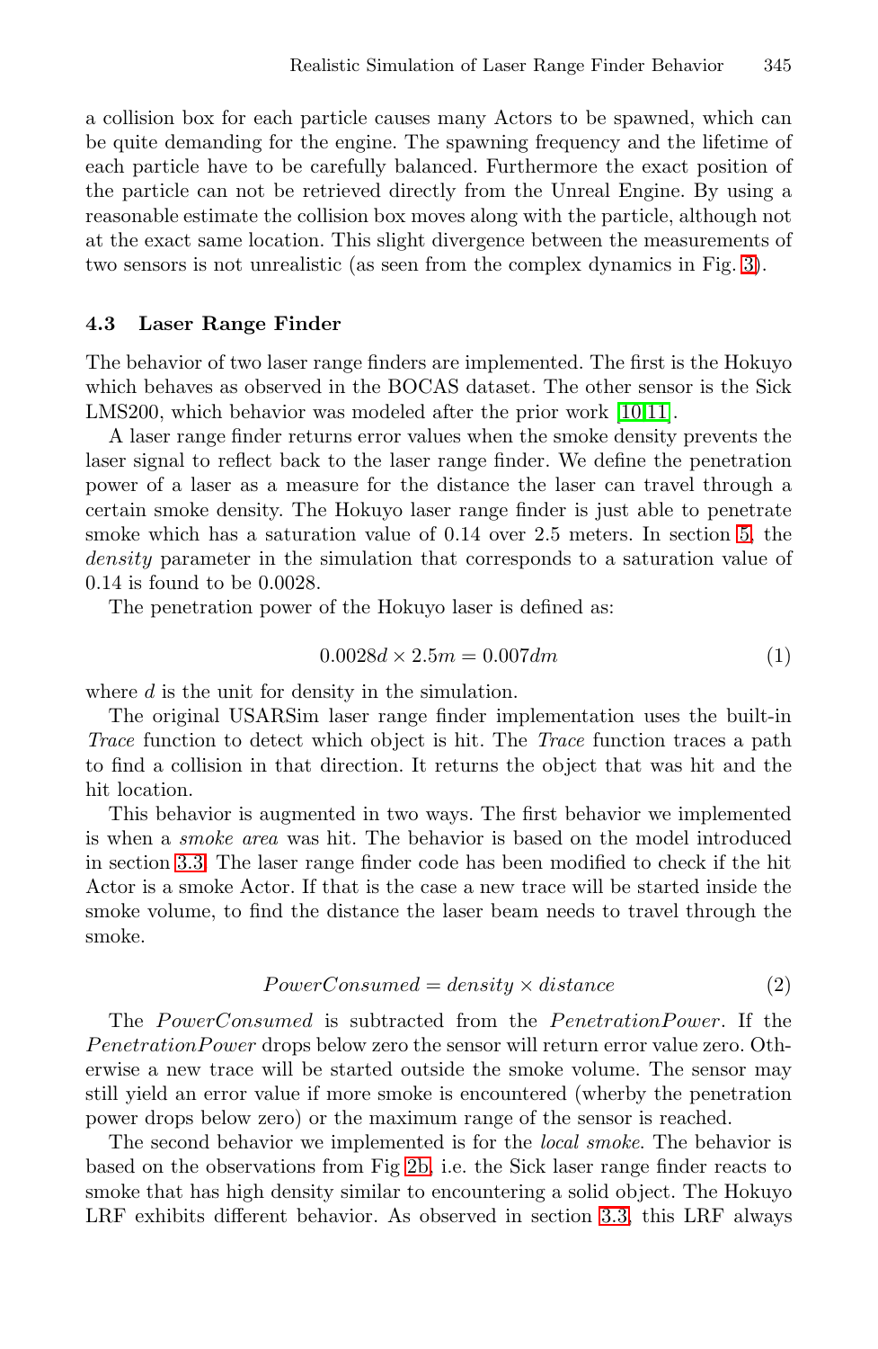a collision box for each particle causes many Actors to be spawned, which can be quite demanding for the engine. The spawning frequency and the lifetime of each particle have to be carefully balanced. Furthermore the exact position of the particle can not be retrieved directly from the Unreal Engine. By using a reasonable estimate the collision box moves along with the particle, although not at the exact same location. This slight divergence between the measurements of two sensors is not unrealistic (as seen from the complex dynamics in Fig. 3).

### 4.3 Laser Range Finder

The behavior of two laser range finders are implemented. The first is the Hokuyo which behaves as observed in the BOCAS dataset. The other sensor is the Sick LMS200, which behavior was modeled after the prior work [10,11].

A laser range finder returns error values when the smoke density prevents the laser signal to reflect back to the laser range finder. We define the penetration power of a laser as a measure for the distance the laser can travel through a certain smoke density. The Hokuyo laser range finder is just able to penetrate smoke which has a saturation value of 0.14 over 2.5 meters. In section 5, the *density* parameter in the simulation that corresponds to a saturation value of 0.14 is found to be 0.0028.

The penetration power of the Hokuyo laser is defined as:

$$0.0028d \times 2.5m = 0.007dm \tag{1}$$

where $d$ is the unit for density in the simulation.

The original USARSim laser range finder implementation uses the built-in *Trace* function to detect which object is hit. The *Trace* function traces a path to find a collision in that direction. It returns the object that was hit and the hit location.

This behavior is augmented in two ways. The first behavior we implemented is when a *smoke area* was hit. The behavior is based on the model introduced in section 3.3. The laser range finder code has been modified to check if the hit Actor is a smoke Actor. If that is the case a new trace will be started inside the smoke volume, to find the distance the laser beam needs to travel through the smoke.

$$PowerConsumed = density \times distance \tag{2}$$

The *PowerConsumed* is subtracted from the *PenetrationPower*. If the *PenetrationPower* drops below zero the sensor will return error value zero. Otherwise a new trace will be started outside the smoke volume. The sensor may still yield an error value if more smoke is encountered (wherby the penetration power drops below zero) or the maximum range of the sensor is reached.

The second behavior we implemented is for the *local smoke*. The behavior is based on the observations from Fig 2b, i.e. the Sick laser range finder reacts to smoke that has high density similar to encountering a solid object. The Hokuyo LRF exhibits different behavior. As observed in section 3.3, this LRF always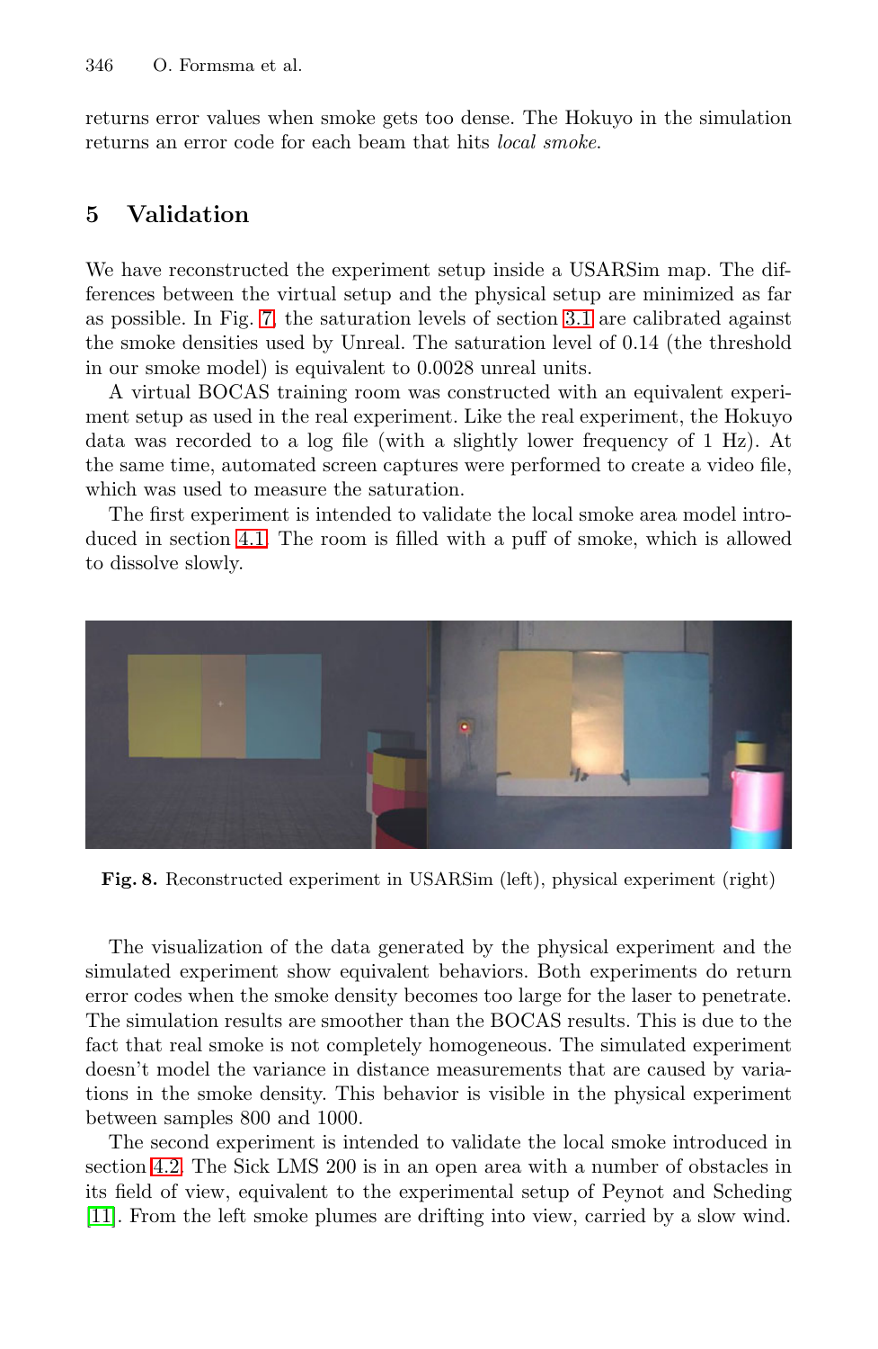returns error values when smoke gets too dense. The Hokuyo in the simulation returns an error code for each beam that hits *local smoke*.

## 5 Validation

We have reconstructed the experiment setup inside a USARSim map. The differences between the virtual setup and the physical setup are minimized as far as possible. In Fig. 7, the saturation levels of section 3.1 are calibrated against the smoke densities used by Unreal. The saturation level of 0.14 (the threshold in our smoke model) is equivalent to 0.0028 unreal units.

A virtual BOCAS training room was constructed with an equivalent experiment setup as used in the real experiment. Like the real experiment, the Hokuyo data was recorded to a log file (with a slightly lower frequency of 1 Hz). At the same time, automated screen captures were performed to create a video file, which was used to measure the saturation.

The first experiment is intended to validate the local smoke area model introduced in section 4.1. The room is filled with a puff of smoke, which is allowed to dissolve slowly.

**Fig. 8.** Reconstructed experiment in USARSim (left), physical experiment (right)

The visualization of the data generated by the physical experiment and the simulated experiment show equivalent behaviors. Both experiments do return error codes when the smoke density becomes too large for the laser to penetrate. The simulation results are smoother than the BOCAS results. This is due to the fact that real smoke is not completely homogeneous. The simulated experiment doesn't model the variance in distance measurements that are caused by variations in the smoke density. This behavior is visible in the physical experiment between samples 800 and 1000.

The second experiment is intended to validate the local smoke introduced in section 4.2. The Sick LMS 200 is in an open area with a number of obstacles in its field of view, equivalent to the experimental setup of Peynot and Scheding [11]. From the left smoke plumes are drifting into view, carried by a slow wind.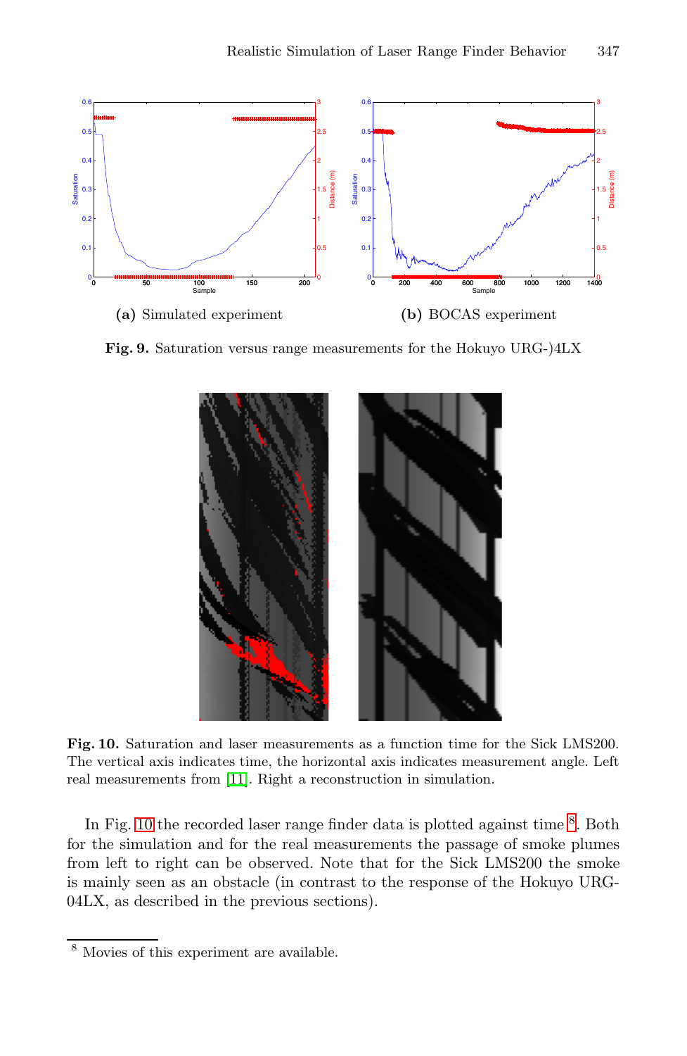(a) Simulated experiment

(b) BOCAS experiment

**Fig. 9.** Saturation versus range measurements for the Hokuyo URG-)4LX

**Fig. 10.** Saturation and laser measurements as a function time for the Sick LMS200. The vertical axis indicates time, the horizontal axis indicates measurement angle. Left real measurements from [11]. Right a reconstruction in simulation.

In Fig. 10 the recorded laser range finder data is plotted against time [8]. Both for the simulation and for the real measurements the passage of smoke plumes from left to right can be observed. Note that for the Sick LMS200 the smoke is mainly seen as an obstacle (in contrast to the response of the Hokuyo URG-04LX, as described in the previous sections).

[8] Movies of this experiment are available.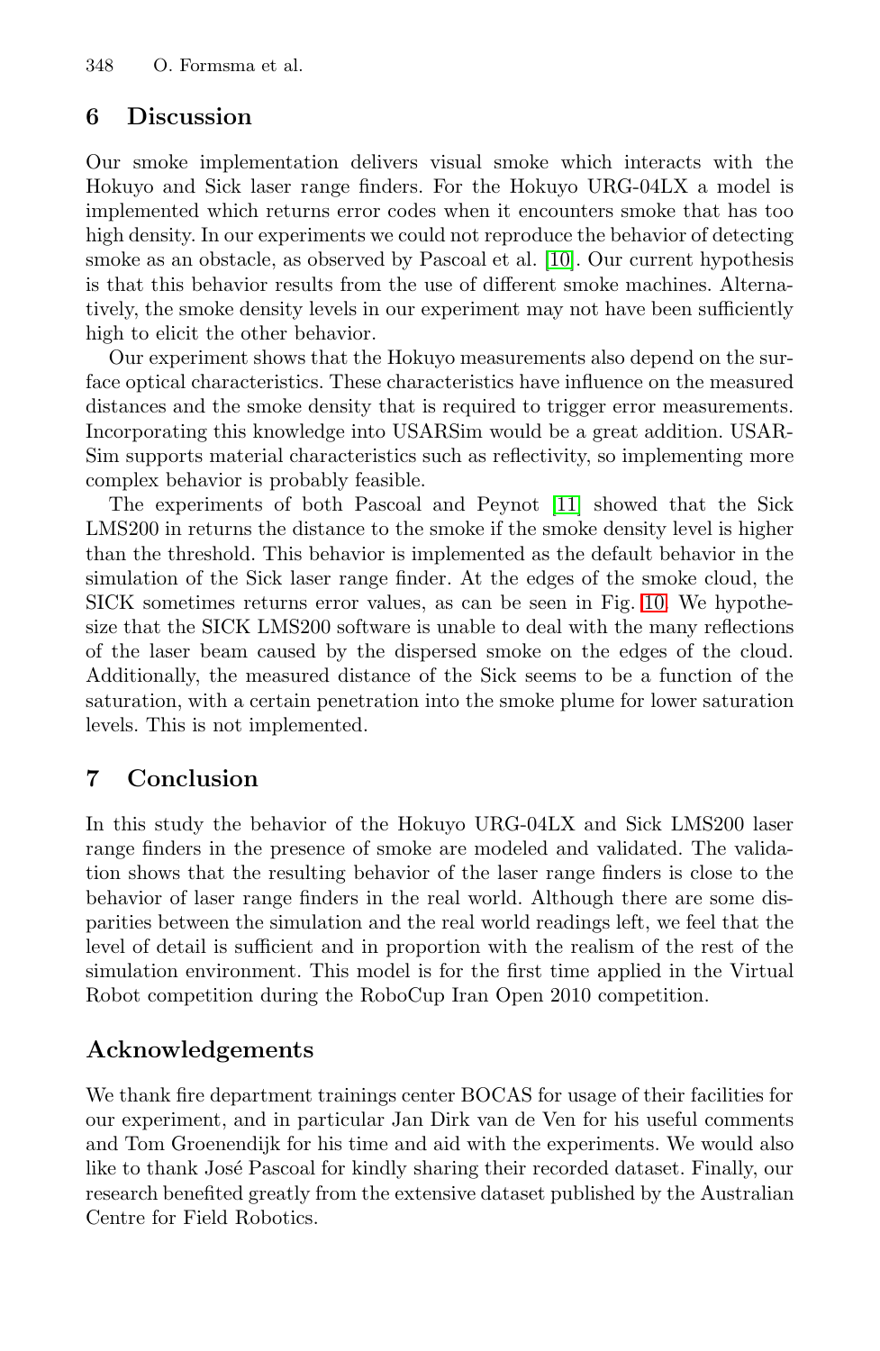## 6 Discussion

Our smoke implementation delivers visual smoke which interacts with the Hokuyo and Sick laser range finders. For the Hokuyo URG-04LX a model is implemented which returns error codes when it encounters smoke that has too high density. In our experiments we could not reproduce the behavior of detecting smoke as an obstacle, as observed by Pascoal et al. [10]. Our current hypothesis is that this behavior results from the use of different smoke machines. Alternatively, the smoke density levels in our experiment may not have been sufficiently high to elicit the other behavior.

Our experiment shows that the Hokuyo measurements also depend on the surface optical characteristics. These characteristics have influence on the measured distances and the smoke density that is required to trigger error measurements. Incorporating this knowledge into USARSim would be a great addition. USARSim supports material characteristics such as reflectivity, so implementing more complex behavior is probably feasible.

The experiments of both Pascoal and Peynot [11] showed that the Sick LMS200 in returns the distance to the smoke if the smoke density level is higher than the threshold. This behavior is implemented as the default behavior in the simulation of the Sick laser range finder. At the edges of the smoke cloud, the SICK sometimes returns error values, as can be seen in Fig. 10. We hypothesize that the SICK LMS200 software is unable to deal with the many reflections of the laser beam caused by the dispersed smoke on the edges of the cloud. Additionally, the measured distance of the Sick seems to be a function of the saturation, with a certain penetration into the smoke plume for lower saturation levels. This is not implemented.

## 7 Conclusion

In this study the behavior of the Hokuyo URG-04LX and Sick LMS200 laser range finders in the presence of smoke are modeled and validated. The validation shows that the resulting behavior of the laser range finders is close to the behavior of laser range finders in the real world. Although there are some disparities between the simulation and the real world readings left, we feel that the level of detail is sufficient and in proportion with the realism of the rest of the simulation environment. This model is for the first time applied in the Virtual Robot competition during the RoboCup Iran Open 2010 competition.

## Acknowledgements

We thank fire department trainings center BOCAS for usage of their facilities for our experiment, and in particular Jan Dirk van de Ven for his useful comments and Tom Groenendijk for his time and aid with the experiments. We would also like to thank José Pascoal for kindly sharing their recorded dataset. Finally, our research benefited greatly from the extensive dataset published by the Australian Centre for Field Robotics.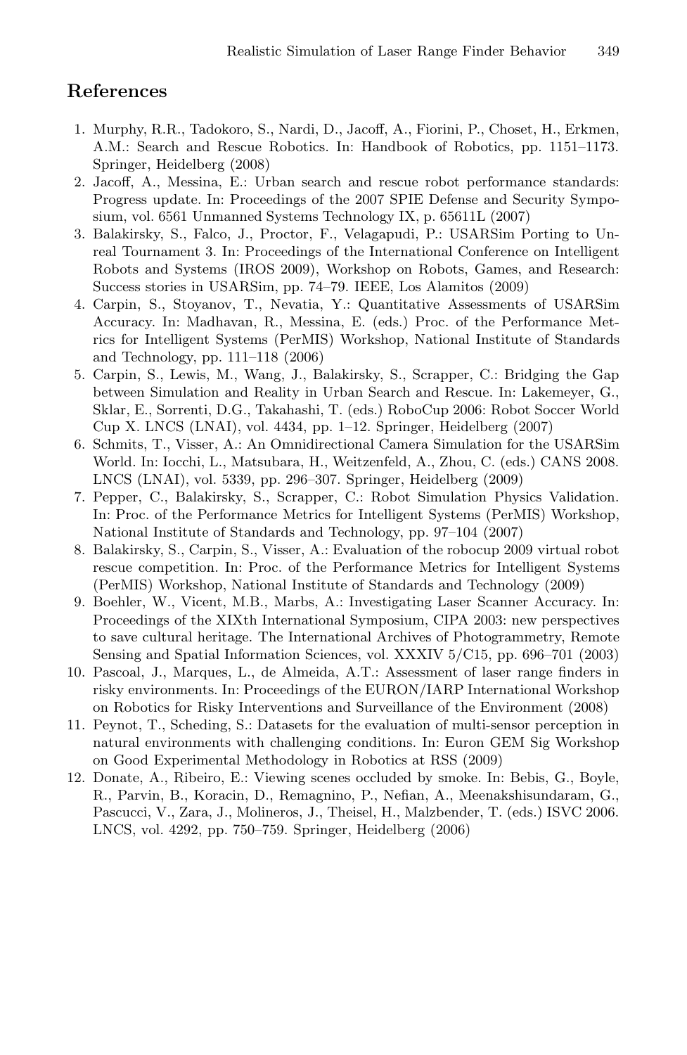## References

1. Murphy, R.R., Tadokoro, S., Nardi, D., Jacoff, A., Fiorini, P., Choset, H., Erkmen, A.M.: Search and Rescue Robotics. In: Handbook of Robotics, pp. 1151–1173. Springer, Heidelberg (2008)
2. Jacoff, A., Messina, E.: Urban search and rescue robot performance standards: Progress update. In: Proceedings of the 2007 SPIE Defense and Security Symposium, vol. 6561 Unmanned Systems Technology IX, p. 65611L (2007)
3. Balakirsky, S., Falco, J., Proctor, F., Velagapudi, P.: USARSim Porting to Unreal Tournament 3. In: Proceedings of the International Conference on Intelligent Robots and Systems (IROS 2009), Workshop on Robots, Games, and Research: Success stories in USARSim, pp. 74–79. IEEE, Los Alamitos (2009)
4. Carpin, S., Stoyanov, T., Nevatia, Y.: Quantitative Assessments of USARSim Accuracy. In: Madhavan, R., Messina, E. (eds.) Proc. of the Performance Metrics for Intelligent Systems (PerMIS) Workshop, National Institute of Standards and Technology, pp. 111–118 (2006)
5. Carpin, S., Lewis, M., Wang, J., Balakirsky, S., Scrapper, C.: Bridging the Gap between Simulation and Reality in Urban Search and Rescue. In: Lakemeyer, G., Sklar, E., Sorrenti, D.G., Takahashi, T. (eds.) RoboCup 2006: Robot Soccer World Cup X. LNCS (LNAI), vol. 4434, pp. 1–12. Springer, Heidelberg (2007)
6. Schmits, T., Visser, A.: An Omnidirectional Camera Simulation for the USARSim World. In: Iocchi, L., Matsubara, H., Weitzenfeld, A., Zhou, C. (eds.) CANS 2008. LNCS (LNAI), vol. 5339, pp. 296–307. Springer, Heidelberg (2009)
7. Pepper, C., Balakirsky, S., Scrapper, C.: Robot Simulation Physics Validation. In: Proc. of the Performance Metrics for Intelligent Systems (PerMIS) Workshop, National Institute of Standards and Technology, pp. 97–104 (2007)
8. Balakirsky, S., Carpin, S., Visser, A.: Evaluation of the robocup 2009 virtual robot rescue competition. In: Proc. of the Performance Metrics for Intelligent Systems (PerMIS) Workshop, National Institute of Standards and Technology (2009)
9. Boehler, W., Vicent, M.B., Marbs, A.: Investigating Laser Scanner Accuracy. In: Proceedings of the XIXth International Symposium, CIPA 2003: new perspectives to save cultural heritage. The International Archives of Photogrammetry, Remote Sensing and Spatial Information Sciences, vol. XXXIV 5/C15, pp. 696–701 (2003)
10. Pascoal, J., Marques, L., de Almeida, A.T.: Assessment of laser range finders in risky environments. In: Proceedings of the EURON/IARP International Workshop on Robotics for Risky Interventions and Surveillance of the Environment (2008)
11. Peynot, T., Scheding, S.: Datasets for the evaluation of multi-sensor perception in natural environments with challenging conditions. In: Euron GEM Sig Workshop on Good Experimental Methodology in Robotics at RSS (2009)
12. Donate, A., Ribeiro, E.: Viewing scenes occluded by smoke. In: Bebis, G., Boyle, R., Parvin, B., Koracin, D., Remagnino, P., Nefian, A., Meenakshisundaram, G., Pascucci, V., Zara, J., Molineros, J., Theisel, H., Malzbender, T. (eds.) ISVC 2006. LNCS, vol. 4292, pp. 750–759. Springer, Heidelberg (2006)